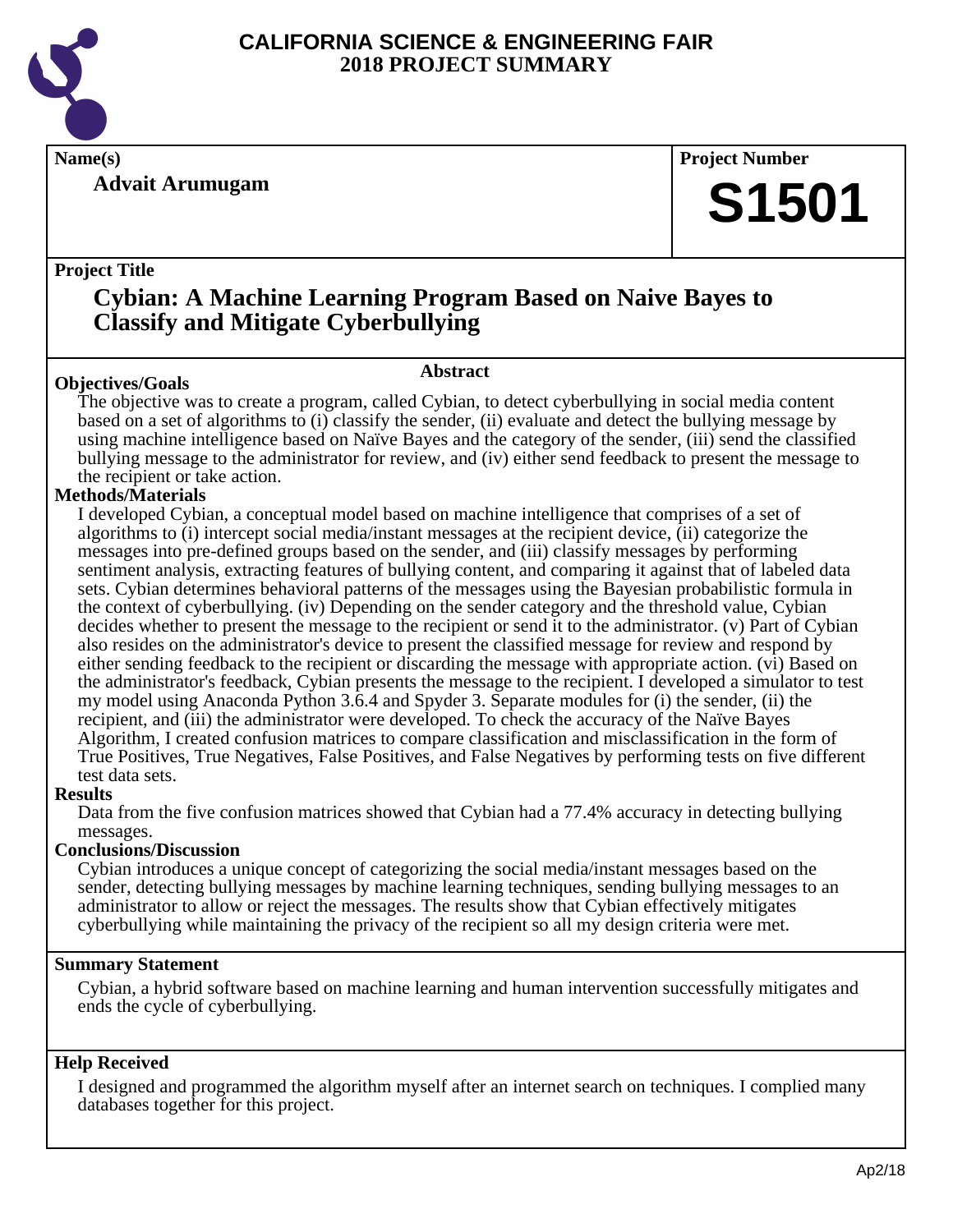# CALIFORNIA SCIENCE & ENGINEERING FAIR
## 2018 PROJECT SUMMARY

**Name(s)**

**Advait Arumugam**

**Project Number**

**S1501**

**Project Title**

# Cybian: A Machine Learning Program Based on Naive Bayes to Classify and Mitigate Cyberbullying

## Abstract

**Objectives/Goals**

The objective was to create a program, called Cybian, to detect cyberbullying in social media content based on a set of algorithms to (i) classify the sender, (ii) evaluate and detect the bullying message by using machine intelligence based on Naïve Bayes and the category of the sender, (iii) send the classified bullying message to the administrator for review, and (iv) either send feedback to present the message to the recipient or take action.

**Methods/Materials**

I developed Cybian, a conceptual model based on machine intelligence that comprises of a set of algorithms to (i) intercept social media/instant messages at the recipient device, (ii) categorize the messages into pre-defined groups based on the sender, and (iii) classify messages by performing sentiment analysis, extracting features of bullying content, and comparing it against that of labeled data sets. Cybian determines behavioral patterns of the messages using the Bayesian probabilistic formula in the context of cyberbullying. (iv) Depending on the sender category and the threshold value, Cybian decides whether to present the message to the recipient or send it to the administrator. (v) Part of Cybian also resides on the administrator's device to present the classified message for review and respond by either sending feedback to the recipient or discarding the message with appropriate action. (vi) Based on the administrator's feedback, Cybian presents the message to the recipient. I developed a simulator to test my model using Anaconda Python 3.6.4 and Spyder 3. Separate modules for (i) the sender, (ii) the recipient, and (iii) the administrator were developed. To check the accuracy of the Naïve Bayes Algorithm, I created confusion matrices to compare classification and misclassification in the form of True Positives, True Negatives, False Positives, and False Negatives by performing tests on five different test data sets.

**Results**

Data from the five confusion matrices showed that Cybian had a 77.4% accuracy in detecting bullying messages.

**Conclusions/Discussion**

Cybian introduces a unique concept of categorizing the social media/instant messages based on the sender, detecting bullying messages by machine learning techniques, sending bullying messages to an administrator to allow or reject the messages. The results show that Cybian effectively mitigates cyberbullying while maintaining the privacy of the recipient so all my design criteria were met.

**Summary Statement**

Cybian, a hybrid software based on machine learning and human intervention successfully mitigates and ends the cycle of cyberbullying.

**Help Received**

I designed and programmed the algorithm myself after an internet search on techniques. I complied many databases together for this project.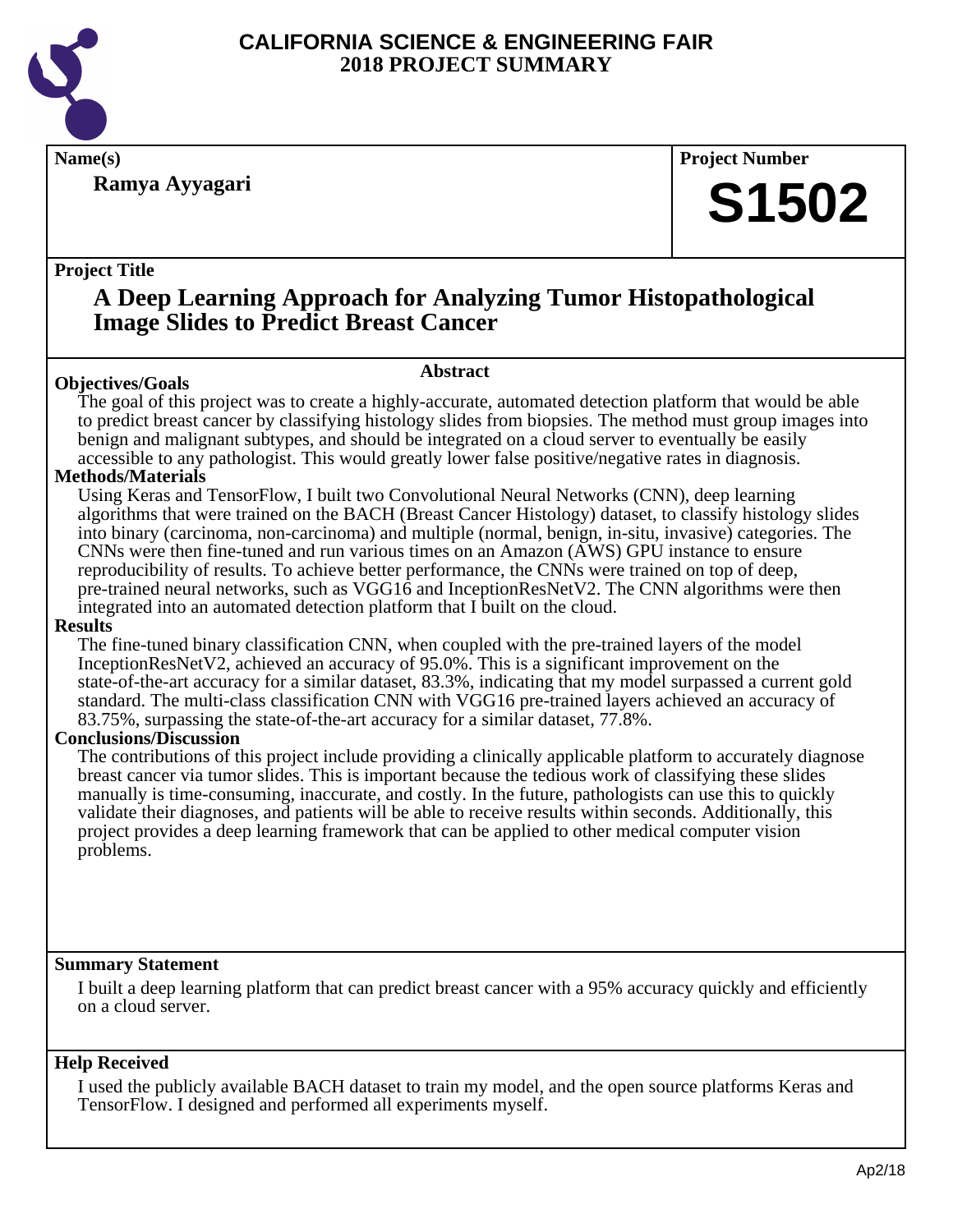# CALIFORNIA SCIENCE & ENGINEERING FAIR
## 2018 PROJECT SUMMARY

**Name(s)**

**Ramya Ayyagari**

**Project Number**

**S1502**

**Project Title**

## A Deep Learning Approach for Analyzing Tumor Histopathological Image Slides to Predict Breast Cancer

### Abstract

**Objectives/Goals**

The goal of this project was to create a highly-accurate, automated detection platform that would be able to predict breast cancer by classifying histology slides from biopsies. The method must group images into benign and malignant subtypes, and should be integrated on a cloud server to eventually be easily accessible to any pathologist. This would greatly lower false positive/negative rates in diagnosis.

**Methods/Materials**

Using Keras and TensorFlow, I built two Convolutional Neural Networks (CNN), deep learning algorithms that were trained on the BACH (Breast Cancer Histology) dataset, to classify histology slides into binary (carcinoma, non-carcinoma) and multiple (normal, benign, in-situ, invasive) categories. The CNNs were then fine-tuned and run various times on an Amazon (AWS) GPU instance to ensure reproducibility of results. To achieve better performance, the CNNs were trained on top of deep, pre-trained neural networks, such as VGG16 and InceptionResNetV2. The CNN algorithms were then integrated into an automated detection platform that I built on the cloud.

**Results**

The fine-tuned binary classification CNN, when coupled with the pre-trained layers of the model InceptionResNetV2, achieved an accuracy of 95.0%. This is a significant improvement on the state-of-the-art accuracy for a similar dataset, 83.3%, indicating that my model surpassed a current gold standard. The multi-class classification CNN with VGG16 pre-trained layers achieved an accuracy of 83.75%, surpassing the state-of-the-art accuracy for a similar dataset, 77.8%.

**Conclusions/Discussion**

The contributions of this project include providing a clinically applicable platform to accurately diagnose breast cancer via tumor slides. This is important because the tedious work of classifying these slides manually is time-consuming, inaccurate, and costly. In the future, pathologists can use this to quickly validate their diagnoses, and patients will be able to receive results within seconds. Additionally, this project provides a deep learning framework that can be applied to other medical computer vision problems.

**Summary Statement**

I built a deep learning platform that can predict breast cancer with a 95% accuracy quickly and efficiently on a cloud server.

**Help Received**

I used the publicly available BACH dataset to train my model, and the open source platforms Keras and TensorFlow. I designed and performed all experiments myself.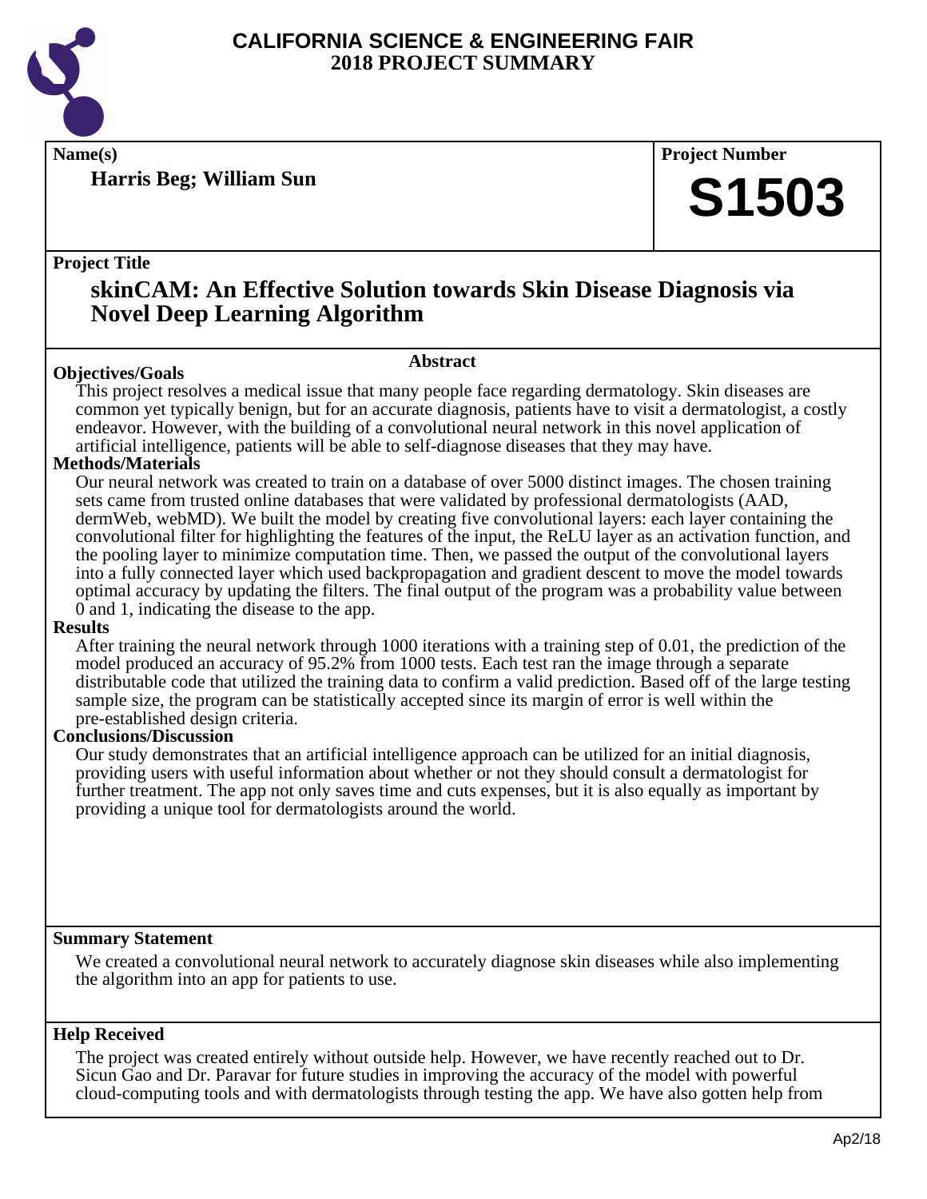# CALIFORNIA SCIENCE & ENGINEERING FAIR
## 2018 PROJECT SUMMARY

**Name(s)**

**Harris Beg; William Sun**

**Project Number**

**S1503**

**Project Title**

## skinCAM: An Effective Solution towards Skin Disease Diagnosis via Novel Deep Learning Algorithm

### Abstract

**Objectives/Goals**

This project resolves a medical issue that many people face regarding dermatology. Skin diseases are common yet typically benign, but for an accurate diagnosis, patients have to visit a dermatologist, a costly endeavor. However, with the building of a convolutional neural network in this novel application of artificial intelligence, patients will be able to self-diagnose diseases that they may have.

**Methods/Materials**

Our neural network was created to train on a database of over 5000 distinct images. The chosen training sets came from trusted online databases that were validated by professional dermatologists (AAD, dermWeb, webMD). We built the model by creating five convolutional layers: each layer containing the convolutional filter for highlighting the features of the input, the ReLU layer as an activation function, and the pooling layer to minimize computation time. Then, we passed the output of the convolutional layers into a fully connected layer which used backpropagation and gradient descent to move the model towards optimal accuracy by updating the filters. The final output of the program was a probability value between 0 and 1, indicating the disease to the app.

**Results**

After training the neural network through 1000 iterations with a training step of 0.01, the prediction of the model produced an accuracy of 95.2% from 1000 tests. Each test ran the image through a separate distributable code that utilized the training data to confirm a valid prediction. Based off of the large testing sample size, the program can be statistically accepted since its margin of error is well within the pre-established design criteria.

**Conclusions/Discussion**

Our study demonstrates that an artificial intelligence approach can be utilized for an initial diagnosis, providing users with useful information about whether or not they should consult a dermatologist for further treatment. The app not only saves time and cuts expenses, but it is also equally as important by providing a unique tool for dermatologists around the world.

**Summary Statement**

We created a convolutional neural network to accurately diagnose skin diseases while also implementing the algorithm into an app for patients to use.

**Help Received**

The project was created entirely without outside help. However, we have recently reached out to Dr. Sicun Gao and Dr. Paravar for future studies in improving the accuracy of the model with powerful cloud-computing tools and with dermatologists through testing the app. We have also gotten help from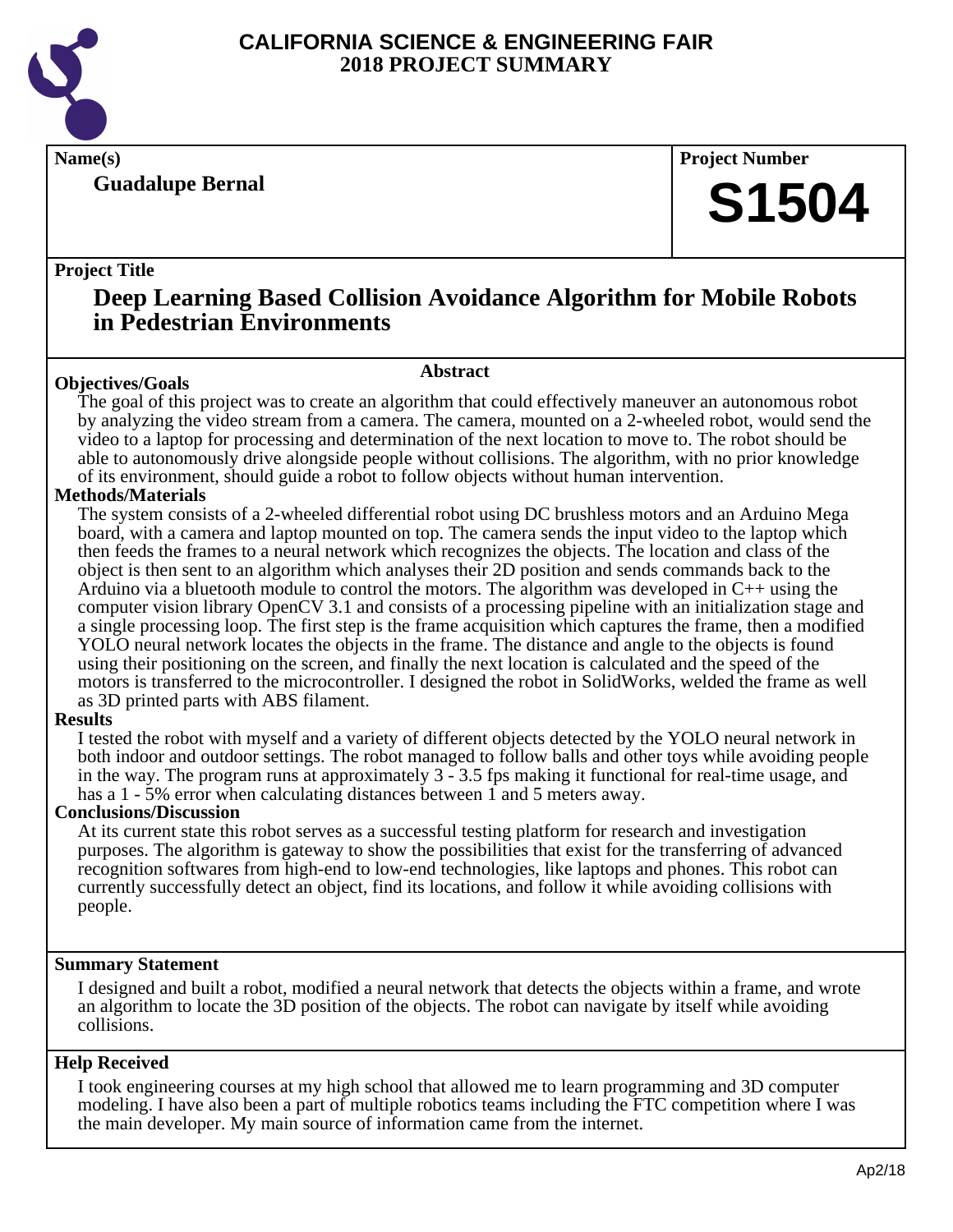# CALIFORNIA SCIENCE & ENGINEERING FAIR
# 2018 PROJECT SUMMARY

**Name(s)**

**Guadalupe Bernal**

**Project Number**

**S1504**

**Project Title**

## Deep Learning Based Collision Avoidance Algorithm for Mobile Robots in Pedestrian Environments

### Abstract

**Objectives/Goals**

The goal of this project was to create an algorithm that could effectively maneuver an autonomous robot by analyzing the video stream from a camera. The camera, mounted on a 2-wheeled robot, would send the video to a laptop for processing and determination of the next location to move to. The robot should be able to autonomously drive alongside people without collisions. The algorithm, with no prior knowledge of its environment, should guide a robot to follow objects without human intervention.

**Methods/Materials**

The system consists of a 2-wheeled differential robot using DC brushless motors and an Arduino Mega board, with a camera and laptop mounted on top. The camera sends the input video to the laptop which then feeds the frames to a neural network which recognizes the objects. The location and class of the object is then sent to an algorithm which analyses their 2D position and sends commands back to the Arduino via a bluetooth module to control the motors. The algorithm was developed in C++ using the computer vision library OpenCV 3.1 and consists of a processing pipeline with an initialization stage and a single processing loop. The first step is the frame acquisition which captures the frame, then a modified YOLO neural network locates the objects in the frame. The distance and angle to the objects is found using their positioning on the screen, and finally the next location is calculated and the speed of the motors is transferred to the microcontroller. I designed the robot in SolidWorks, welded the frame as well as 3D printed parts with ABS filament.

**Results**

I tested the robot with myself and a variety of different objects detected by the YOLO neural network in both indoor and outdoor settings. The robot managed to follow balls and other toys while avoiding people in the way. The program runs at approximately 3 - 3.5 fps making it functional for real-time usage, and has a 1 - 5% error when calculating distances between 1 and 5 meters away.

**Conclusions/Discussion**

At its current state this robot serves as a successful testing platform for research and investigation purposes. The algorithm is gateway to show the possibilities that exist for the transferring of advanced recognition softwares from high-end to low-end technologies, like laptops and phones. This robot can currently successfully detect an object, find its locations, and follow it while avoiding collisions with people.

**Summary Statement**

I designed and built a robot, modified a neural network that detects the objects within a frame, and wrote an algorithm to locate the 3D position of the objects. The robot can navigate by itself while avoiding collisions.

**Help Received**

I took engineering courses at my high school that allowed me to learn programming and 3D computer modeling. I have also been a part of multiple robotics teams including the FTC competition where I was the main developer. My main source of information came from the internet.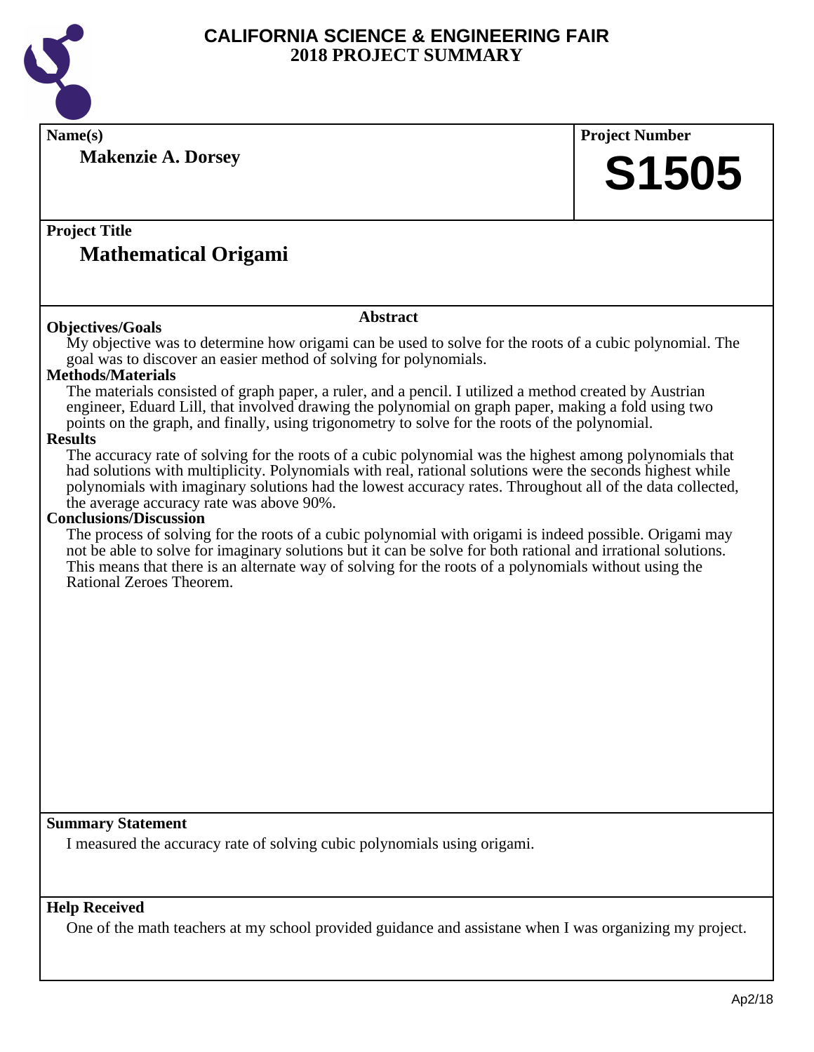# CALIFORNIA SCIENCE & ENGINEERING FAIR
## 2018 PROJECT SUMMARY

**Name(s)**

**Makenzie A. Dorsey**

**Project Number**

**S1505**

**Project Title**

## Mathematical Origami

### Abstract

**Objectives/Goals**

My objective was to determine how origami can be used to solve for the roots of a cubic polynomial. The goal was to discover an easier method of solving for polynomials.

**Methods/Materials**

The materials consisted of graph paper, a ruler, and a pencil. I utilized a method created by Austrian engineer, Eduard Lill, that involved drawing the polynomial on graph paper, making a fold using two points on the graph, and finally, using trigonometry to solve for the roots of the polynomial.

**Results**

The accuracy rate of solving for the roots of a cubic polynomial was the highest among polynomials that had solutions with multiplicity. Polynomials with real, rational solutions were the seconds highest while polynomials with imaginary solutions had the lowest accuracy rates. Throughout all of the data collected, the average accuracy rate was above 90%.

**Conclusions/Discussion**

The process of solving for the roots of a cubic polynomial with origami is indeed possible. Origami may not be able to solve for imaginary solutions but it can be solve for both rational and irrational solutions. This means that there is an alternate way of solving for the roots of a polynomials without using the Rational Zeroes Theorem.

**Summary Statement**

I measured the accuracy rate of solving cubic polynomials using origami.

**Help Received**

One of the math teachers at my school provided guidance and assistane when I was organizing my project.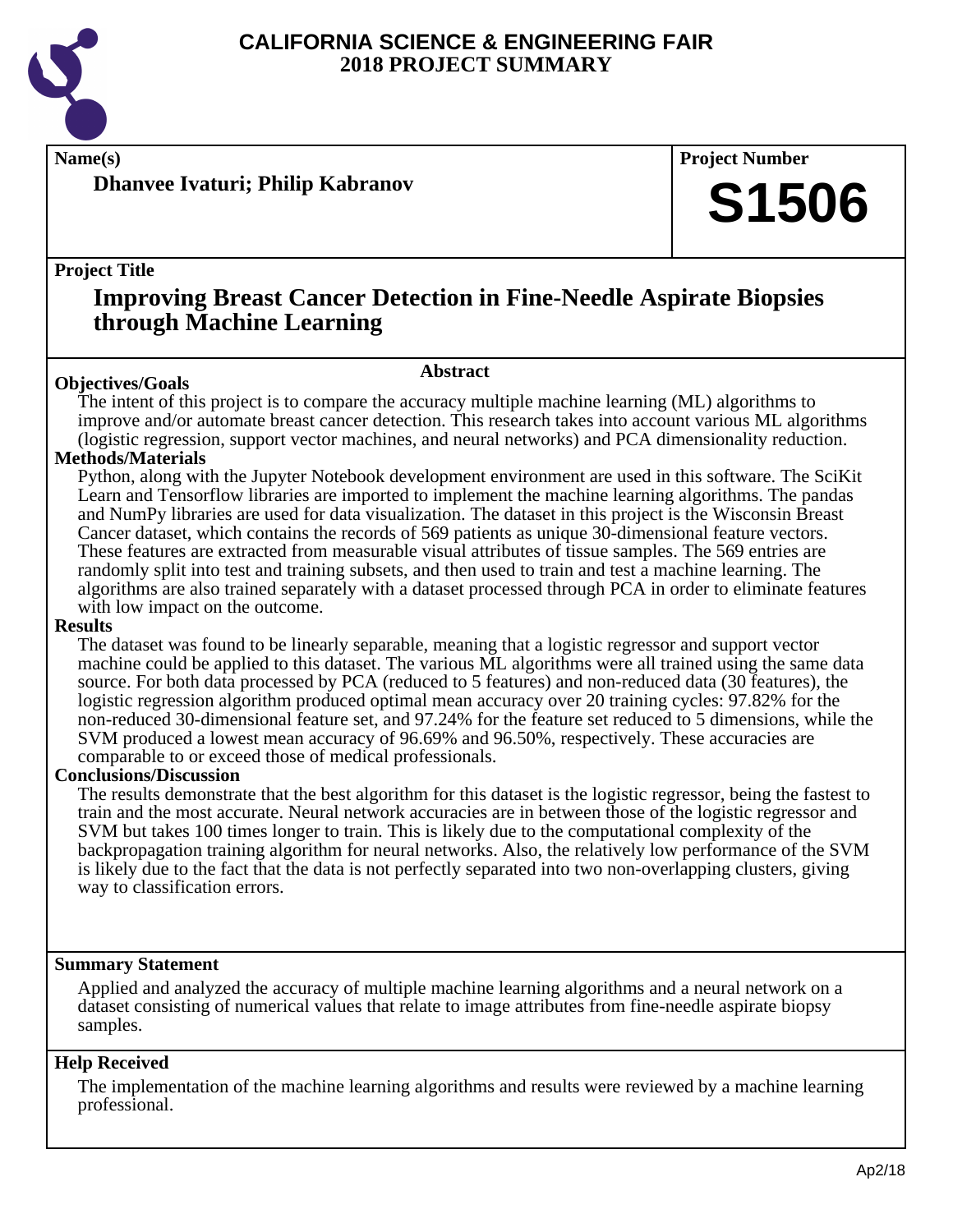# CALIFORNIA SCIENCE & ENGINEERING FAIR
# 2018 PROJECT SUMMARY

**Name(s)**

**Dhanvee Ivaturi; Philip Kabranov**

**Project Number**

**S1506**

**Project Title**

## Improving Breast Cancer Detection in Fine-Needle Aspirate Biopsies through Machine Learning

### Abstract

**Objectives/Goals**

The intent of this project is to compare the accuracy multiple machine learning (ML) algorithms to improve and/or automate breast cancer detection. This research takes into account various ML algorithms (logistic regression, support vector machines, and neural networks) and PCA dimensionality reduction.

**Methods/Materials**

Python, along with the Jupyter Notebook development environment are used in this software. The SciKit Learn and Tensorflow libraries are imported to implement the machine learning algorithms. The pandas and NumPy libraries are used for data visualization. The dataset in this project is the Wisconsin Breast Cancer dataset, which contains the records of 569 patients as unique 30-dimensional feature vectors. These features are extracted from measurable visual attributes of tissue samples. The 569 entries are randomly split into test and training subsets, and then used to train and test a machine learning. The algorithms are also trained separately with a dataset processed through PCA in order to eliminate features with low impact on the outcome.

**Results**

The dataset was found to be linearly separable, meaning that a logistic regressor and support vector machine could be applied to this dataset. The various ML algorithms were all trained using the same data source. For both data processed by PCA (reduced to 5 features) and non-reduced data (30 features), the logistic regression algorithm produced optimal mean accuracy over 20 training cycles: 97.82% for the non-reduced 30-dimensional feature set, and 97.24% for the feature set reduced to 5 dimensions, while the SVM produced a lowest mean accuracy of 96.69% and 96.50%, respectively. These accuracies are comparable to or exceed those of medical professionals.

**Conclusions/Discussion**

The results demonstrate that the best algorithm for this dataset is the logistic regressor, being the fastest to train and the most accurate. Neural network accuracies are in between those of the logistic regressor and SVM but takes 100 times longer to train. This is likely due to the computational complexity of the backpropagation training algorithm for neural networks. Also, the relatively low performance of the SVM is likely due to the fact that the data is not perfectly separated into two non-overlapping clusters, giving way to classification errors.

**Summary Statement**

Applied and analyzed the accuracy of multiple machine learning algorithms and a neural network on a dataset consisting of numerical values that relate to image attributes from fine-needle aspirate biopsy samples.

**Help Received**

The implementation of the machine learning algorithms and results were reviewed by a machine learning professional.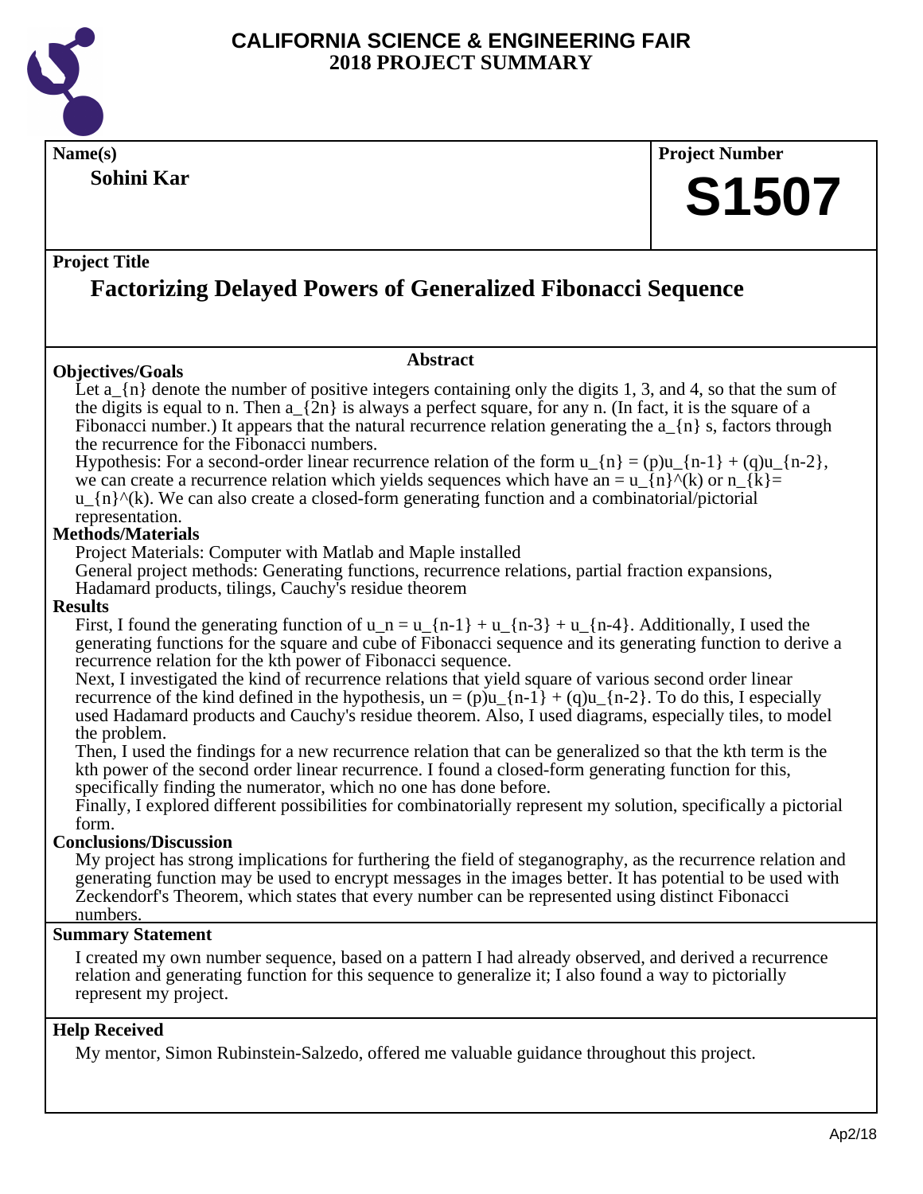# CALIFORNIA SCIENCE & ENGINEERING FAIR
## 2018 PROJECT SUMMARY

**Name(s)**

**Sohini Kar**

**Project Number**

**S1507**

**Project Title**

## Factorizing Delayed Powers of Generalized Fibonacci Sequence

**Abstract**

### Objectives/Goals

Let $a_{n}$ denote the number of positive integers containing only the digits 1, 3, and 4, so that the sum of the digits is equal to n. Then $a_{2n}$ is always a perfect square, for any n. (In fact, it is the square of a Fibonacci number.) It appears that the natural recurrence relation generating the $a_{n}$ s, factors through the recurrence for the Fibonacci numbers.

Hypothesis: For a second-order linear recurrence relation of the form $u_{n} = (p)u_{n-1} + (q)u_{n-2}$, we can create a recurrence relation which yields sequences which have $an = u_{n}^{(k)}$ or $n_{k} = u_{n}^{(k)}$. We can also create a closed-form generating function and a combinatorial/pictorial representation.

### Methods/Materials

Project Materials: Computer with Matlab and Maple installed

General project methods: Generating functions, recurrence relations, partial fraction expansions, Hadamard products, tilings, Cauchy's residue theorem

### Results

First, I found the generating function of $u_n = u_{n-1} + u_{n-3} + u_{n-4}$. Additionally, I used the generating functions for the square and cube of Fibonacci sequence and its generating function to derive a recurrence relation for the kth power of Fibonacci sequence.

Next, I investigated the kind of recurrence relations that yield square of various second order linear recurrence of the kind defined in the hypothesis, $un = (p)u_{n-1} + (q)u_{n-2}$. To do this, I especially used Hadamard products and Cauchy's residue theorem. Also, I used diagrams, especially tiles, to model the problem.

Then, I used the findings for a new recurrence relation that can be generalized so that the kth term is the kth power of the second order linear recurrence. I found a closed-form generating function for this, specifically finding the numerator, which no one has done before.

Finally, I explored different possibilities for combinatorially represent my solution, specifically a pictorial form.

### Conclusions/Discussion

My project has strong implications for furthering the field of steganography, as the recurrence relation and generating function may be used to encrypt messages in the images better. It has potential to be used with Zeckendorf's Theorem, which states that every number can be represented using distinct Fibonacci numbers.

### Summary Statement

I created my own number sequence, based on a pattern I had already observed, and derived a recurrence relation and generating function for this sequence to generalize it; I also found a way to pictorially represent my project.

### Help Received

My mentor, Simon Rubinstein-Salzedo, offered me valuable guidance throughout this project.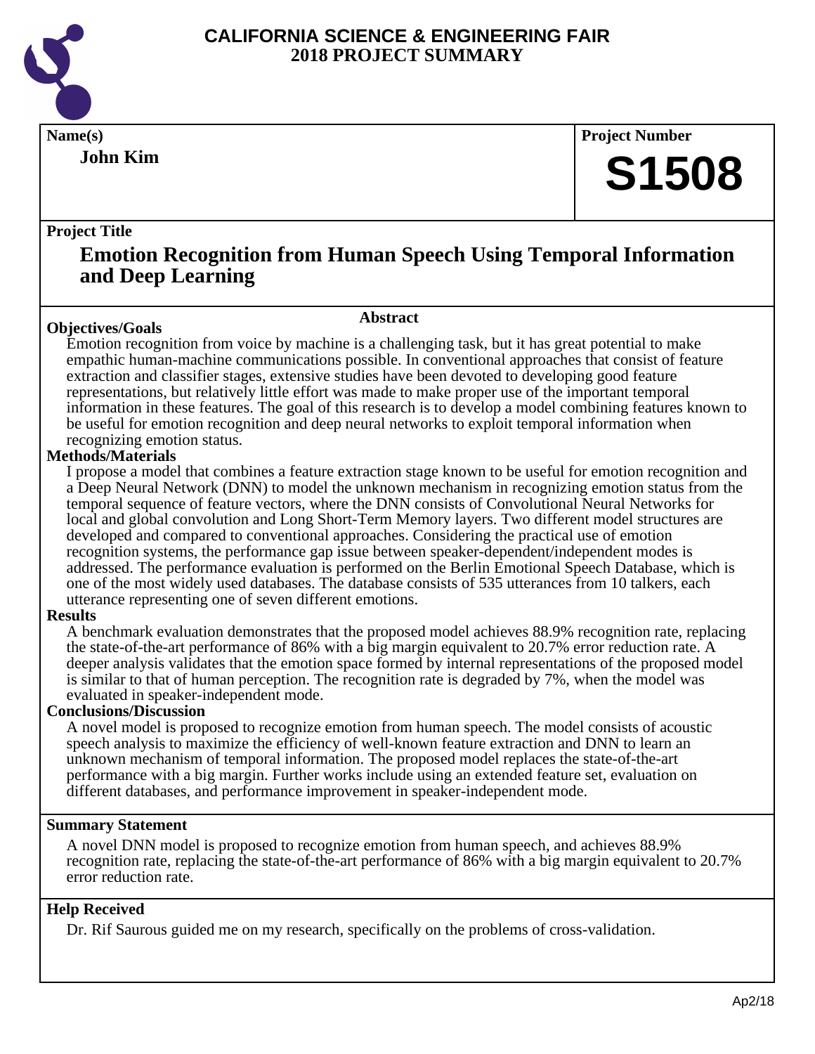# CALIFORNIA SCIENCE & ENGINEERING FAIR
## 2018 PROJECT SUMMARY

**Name(s)**

**John Kim**

**Project Number**

# S1508

**Project Title**

## Emotion Recognition from Human Speech Using Temporal Information and Deep Learning

### Abstract

**Objectives/Goals**

Emotion recognition from voice by machine is a challenging task, but it has great potential to make empathic human-machine communications possible. In conventional approaches that consist of feature extraction and classifier stages, extensive studies have been devoted to developing good feature representations, but relatively little effort was made to make proper use of the important temporal information in these features. The goal of this research is to develop a model combining features known to be useful for emotion recognition and deep neural networks to exploit temporal information when recognizing emotion status.

**Methods/Materials**

I propose a model that combines a feature extraction stage known to be useful for emotion recognition and a Deep Neural Network (DNN) to model the unknown mechanism in recognizing emotion status from the temporal sequence of feature vectors, where the DNN consists of Convolutional Neural Networks for local and global convolution and Long Short-Term Memory layers. Two different model structures are developed and compared to conventional approaches. Considering the practical use of emotion recognition systems, the performance gap issue between speaker-dependent/independent modes is addressed. The performance evaluation is performed on the Berlin Emotional Speech Database, which is one of the most widely used databases. The database consists of 535 utterances from 10 talkers, each utterance representing one of seven different emotions.

**Results**

A benchmark evaluation demonstrates that the proposed model achieves 88.9% recognition rate, replacing the state-of-the-art performance of 86% with a big margin equivalent to 20.7% error reduction rate. A deeper analysis validates that the emotion space formed by internal representations of the proposed model is similar to that of human perception. The recognition rate is degraded by 7%, when the model was evaluated in speaker-independent mode.

**Conclusions/Discussion**

A novel model is proposed to recognize emotion from human speech. The model consists of acoustic speech analysis to maximize the efficiency of well-known feature extraction and DNN to learn an unknown mechanism of temporal information. The proposed model replaces the state-of-the-art performance with a big margin. Further works include using an extended feature set, evaluation on different databases, and performance improvement in speaker-independent mode.

**Summary Statement**

A novel DNN model is proposed to recognize emotion from human speech, and achieves 88.9% recognition rate, replacing the state-of-the-art performance of 86% with a big margin equivalent to 20.7% error reduction rate.

**Help Received**

Dr. Rif Saurous guided me on my research, specifically on the problems of cross-validation.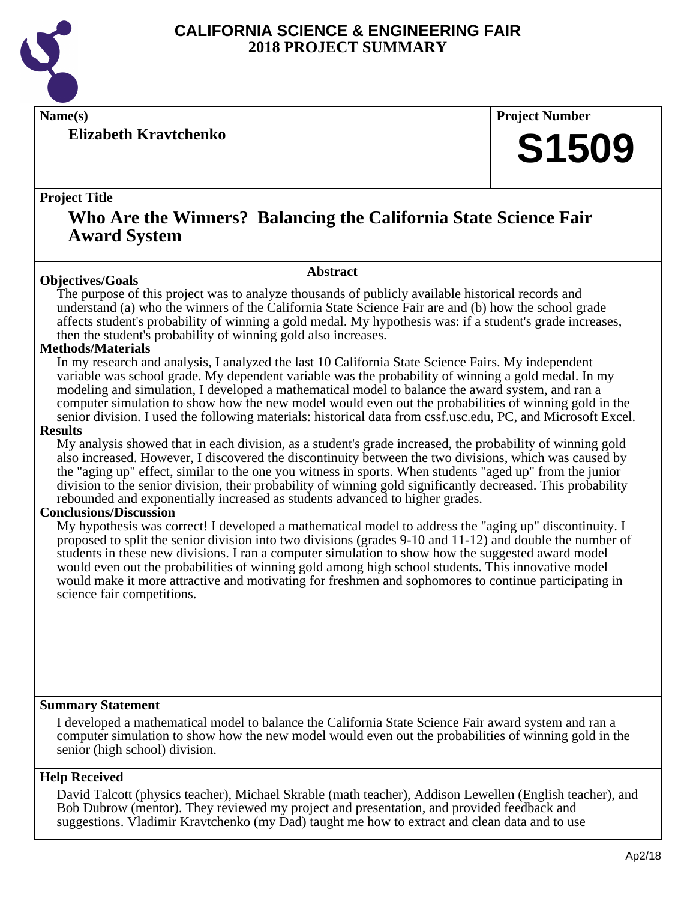# CALIFORNIA SCIENCE & ENGINEERING FAIR
## 2018 PROJECT SUMMARY

**Name(s)**

**Elizabeth Kravtchenko**

**Project Number**

# S1509

**Project Title**

## Who Are the Winners? Balancing the California State Science Fair Award System

### Abstract

**Objectives/Goals**

The purpose of this project was to analyze thousands of publicly available historical records and understand (a) who the winners of the California State Science Fair are and (b) how the school grade affects student's probability of winning a gold medal. My hypothesis was: if a student's grade increases, then the student's probability of winning gold also increases.

**Methods/Materials**

In my research and analysis, I analyzed the last 10 California State Science Fairs. My independent variable was school grade. My dependent variable was the probability of winning a gold medal. In my modeling and simulation, I developed a mathematical model to balance the award system, and ran a computer simulation to show how the new model would even out the probabilities of winning gold in the senior division. I used the following materials: historical data from cssf.usc.edu, PC, and Microsoft Excel.

**Results**

My analysis showed that in each division, as a student's grade increased, the probability of winning gold also increased. However, I discovered the discontinuity between the two divisions, which was caused by the "aging up" effect, similar to the one you witness in sports. When students "aged up" from the junior division to the senior division, their probability of winning gold significantly decreased. This probability rebounded and exponentially increased as students advanced to higher grades.

**Conclusions/Discussion**

My hypothesis was correct! I developed a mathematical model to address the "aging up" discontinuity. I proposed to split the senior division into two divisions (grades 9-10 and 11-12) and double the number of students in these new divisions. I ran a computer simulation to show how the suggested award model would even out the probabilities of winning gold among high school students. This innovative model would make it more attractive and motivating for freshmen and sophomores to continue participating in science fair competitions.

**Summary Statement**

I developed a mathematical model to balance the California State Science Fair award system and ran a computer simulation to show how the new model would even out the probabilities of winning gold in the senior (high school) division.

**Help Received**

David Talcott (physics teacher), Michael Skrable (math teacher), Addison Lewellen (English teacher), and Bob Dubrow (mentor). They reviewed my project and presentation, and provided feedback and suggestions. Vladimir Kravtchenko (my Dad) taught me how to extract and clean data and to use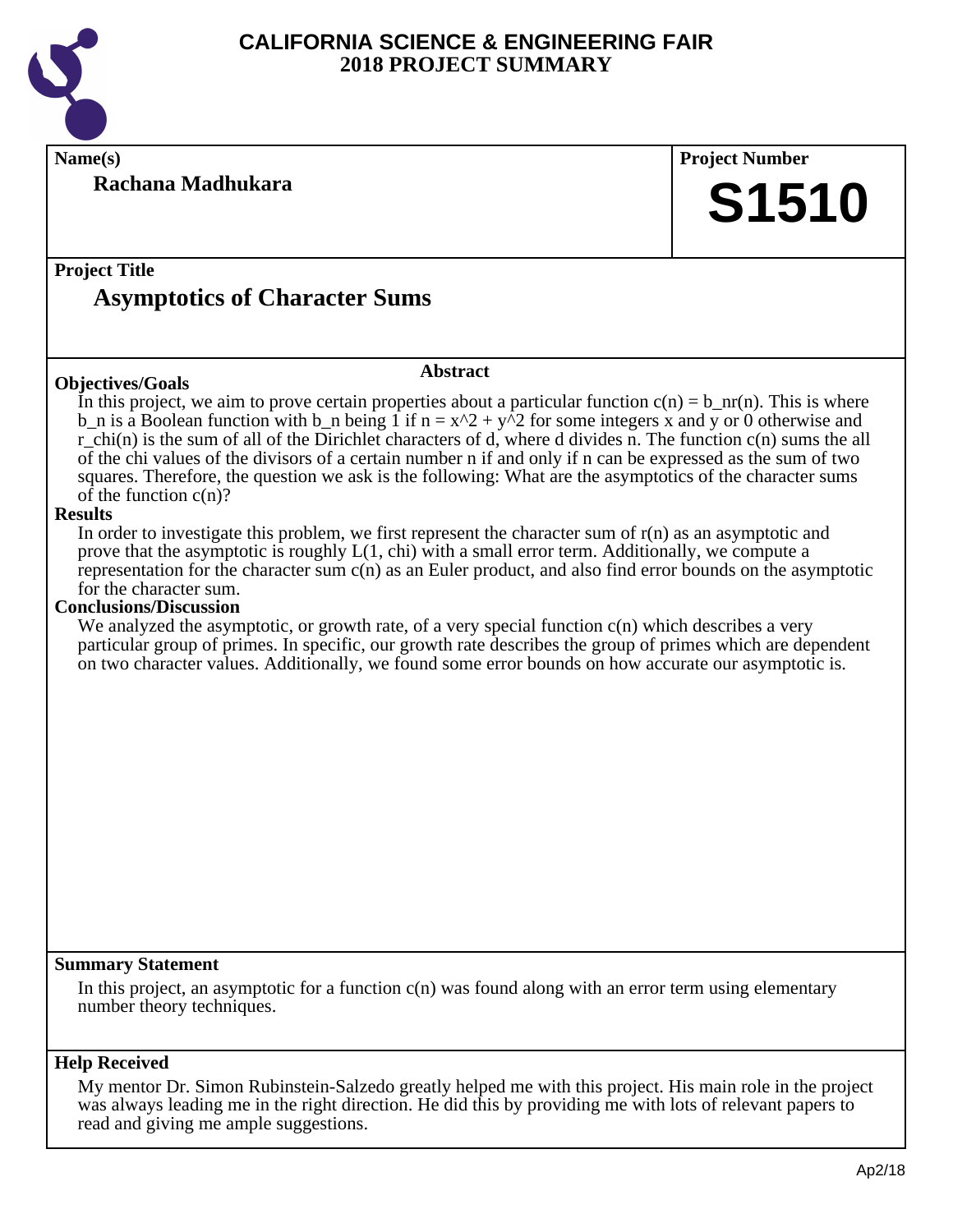# CALIFORNIA SCIENCE & ENGINEERING FAIR
## 2018 PROJECT SUMMARY

**Name(s)**

**Rachana Madhukara**

**Project Number**

**S1510**

**Project Title**

# Asymptotics of Character Sums

**Abstract**

**Objectives/Goals**

In this project, we aim to prove certain properties about a particular function $c(n) = b_n r(n)$. This is where $b_n$ is a Boolean function with $b_n$ being 1 if $n = x^2 + y^2$ for some integers x and y or 0 otherwise and $r_{\chi}(n)$ is the sum of all of the Dirichlet characters of d, where d divides n. The function $c(n)$ sums the all of the chi values of the divisors of a certain number n if and only if n can be expressed as the sum of two squares. Therefore, the question we ask is the following: What are the asymptotics of the character sums of the function $c(n)$?

**Results**

In order to investigate this problem, we first represent the character sum of $r(n)$ as an asymptotic and prove that the asymptotic is roughly $L(1, \chi)$ with a small error term. Additionally, we compute a representation for the character sum $c(n)$ as an Euler product, and also find error bounds on the asymptotic for the character sum.

**Conclusions/Discussion**

We analyzed the asymptotic, or growth rate, of a very special function $c(n)$ which describes a very particular group of primes. In specific, our growth rate describes the group of primes which are dependent on two character values. Additionally, we found some error bounds on how accurate our asymptotic is.

**Summary Statement**

In this project, an asymptotic for a function $c(n)$ was found along with an error term using elementary number theory techniques.

**Help Received**

My mentor Dr. Simon Rubinstein-Salzedo greatly helped me with this project. His main role in the project was always leading me in the right direction. He did this by providing me with lots of relevant papers to read and giving me ample suggestions.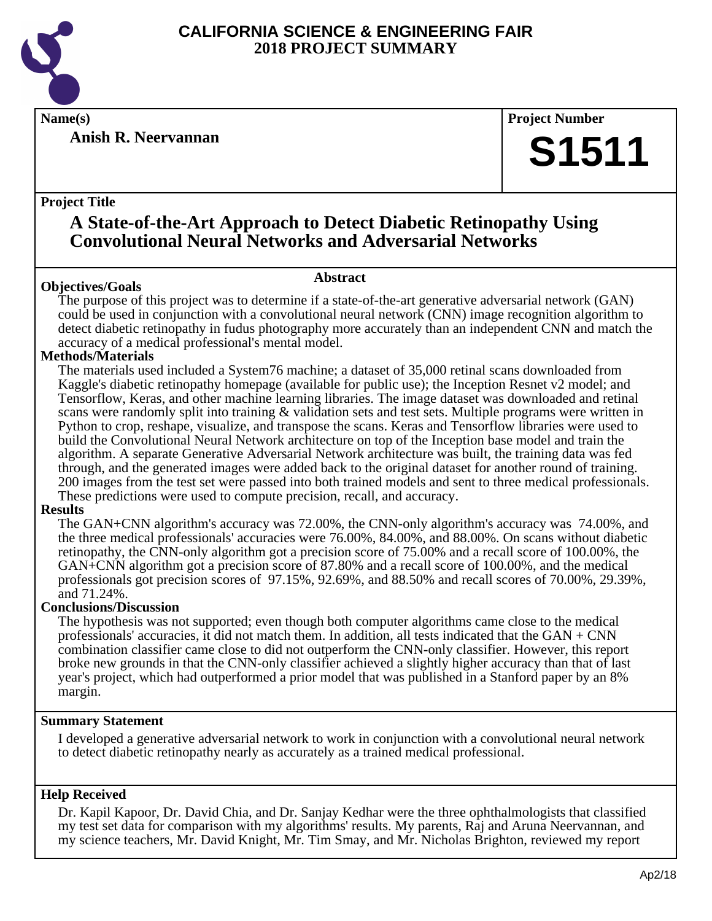# CALIFORNIA SCIENCE & ENGINEERING FAIR
## 2018 PROJECT SUMMARY

**Name(s)**

**Anish R. Neervannan**

**Project Number**

**S1511**

**Project Title**

## A State-of-the-Art Approach to Detect Diabetic Retinopathy Using Convolutional Neural Networks and Adversarial Networks

### Abstract

**Objectives/Goals**

The purpose of this project was to determine if a state-of-the-art generative adversarial network (GAN) could be used in conjunction with a convolutional neural network (CNN) image recognition algorithm to detect diabetic retinopathy in fudus photography more accurately than an independent CNN and match the accuracy of a medical professional's mental model.

**Methods/Materials**

The materials used included a System76 machine; a dataset of 35,000 retinal scans downloaded from Kaggle's diabetic retinopathy homepage (available for public use); the Inception Resnet v2 model; and Tensorflow, Keras, and other machine learning libraries. The image dataset was downloaded and retinal scans were randomly split into training & validation sets and test sets. Multiple programs were written in Python to crop, reshape, visualize, and transpose the scans. Keras and Tensorflow libraries were used to build the Convolutional Neural Network architecture on top of the Inception base model and train the algorithm. A separate Generative Adversarial Network architecture was built, the training data was fed through, and the generated images were added back to the original dataset for another round of training. 200 images from the test set were passed into both trained models and sent to three medical professionals. These predictions were used to compute precision, recall, and accuracy.

**Results**

The GAN+CNN algorithm's accuracy was 72.00%, the CNN-only algorithm's accuracy was 74.00%, and the three medical professionals' accuracies were 76.00%, 84.00%, and 88.00%. On scans without diabetic retinopathy, the CNN-only algorithm got a precision score of 75.00% and a recall score of 100.00%, the GAN+CNN algorithm got a precision score of 87.80% and a recall score of 100.00%, and the medical professionals got precision scores of 97.15%, 92.69%, and 88.50% and recall scores of 70.00%, 29.39%, and 71.24%.

**Conclusions/Discussion**

The hypothesis was not supported; even though both computer algorithms came close to the medical professionals' accuracies, it did not match them. In addition, all tests indicated that the GAN + CNN combination classifier came close to did not outperform the CNN-only classifier. However, this report broke new grounds in that the CNN-only classifier achieved a slightly higher accuracy than that of last year's project, which had outperformed a prior model that was published in a Stanford paper by an 8% margin.

**Summary Statement**

I developed a generative adversarial network to work in conjunction with a convolutional neural network to detect diabetic retinopathy nearly as accurately as a trained medical professional.

**Help Received**

Dr. Kapil Kapoor, Dr. David Chia, and Dr. Sanjay Kedhar were the three ophthalmologists that classified my test set data for comparison with my algorithms' results. My parents, Raj and Aruna Neervannan, and my science teachers, Mr. David Knight, Mr. Tim Smay, and Mr. Nicholas Brighton, reviewed my report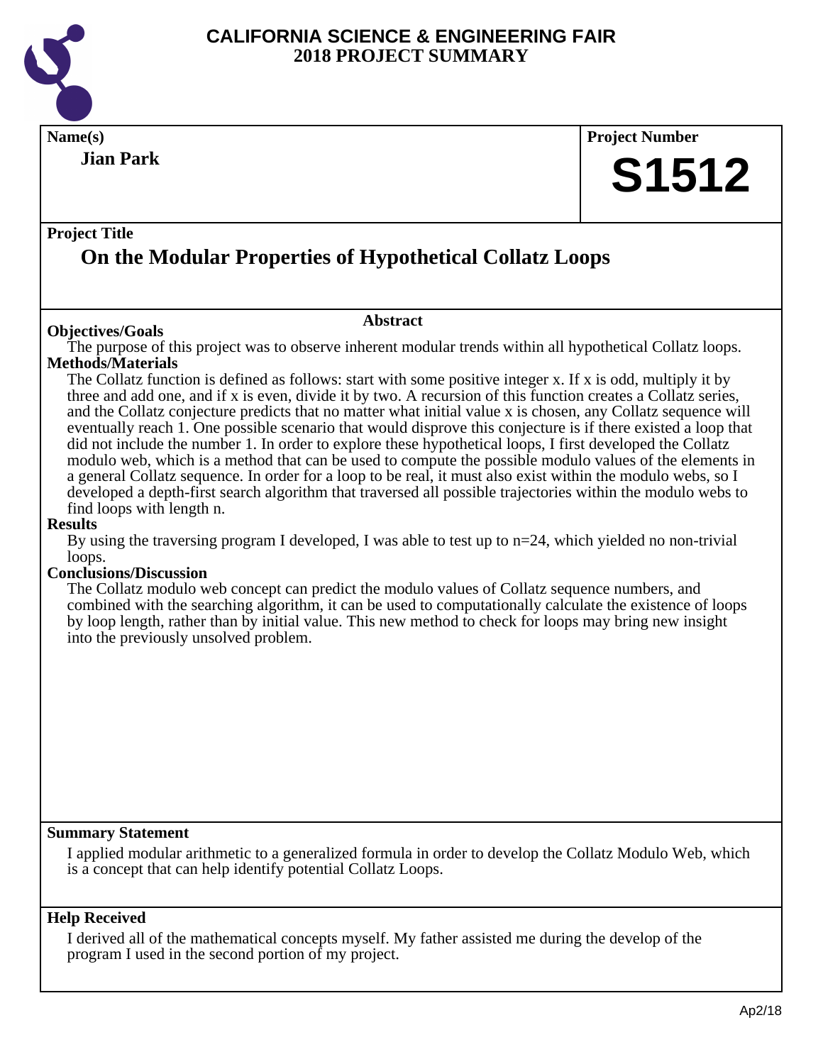# CALIFORNIA SCIENCE & ENGINEERING FAIR
## 2018 PROJECT SUMMARY

**Name(s)**

**Jian Park**

**Project Number**

**S1512**

**Project Title**

## On the Modular Properties of Hypothetical Collatz Loops

### Abstract

**Objectives/Goals**

The purpose of this project was to observe inherent modular trends within all hypothetical Collatz loops.

**Methods/Materials**

The Collatz function is defined as follows: start with some positive integer x. If x is odd, multiply it by three and add one, and if x is even, divide it by two. A recursion of this function creates a Collatz series, and the Collatz conjecture predicts that no matter what initial value x is chosen, any Collatz sequence will eventually reach 1. One possible scenario that would disprove this conjecture is if there existed a loop that did not include the number 1. In order to explore these hypothetical loops, I first developed the Collatz modulo web, which is a method that can be used to compute the possible modulo values of the elements in a general Collatz sequence. In order for a loop to be real, it must also exist within the modulo webs, so I developed a depth-first search algorithm that traversed all possible trajectories within the modulo webs to find loops with length n.

**Results**

By using the traversing program I developed, I was able to test up to n=24, which yielded no non-trivial loops.

**Conclusions/Discussion**

The Collatz modulo web concept can predict the modulo values of Collatz sequence numbers, and combined with the searching algorithm, it can be used to computationally calculate the existence of loops by loop length, rather than by initial value. This new method to check for loops may bring new insight into the previously unsolved problem.

**Summary Statement**

I applied modular arithmetic to a generalized formula in order to develop the Collatz Modulo Web, which is a concept that can help identify potential Collatz Loops.

**Help Received**

I derived all of the mathematical concepts myself. My father assisted me during the develop of the program I used in the second portion of my project.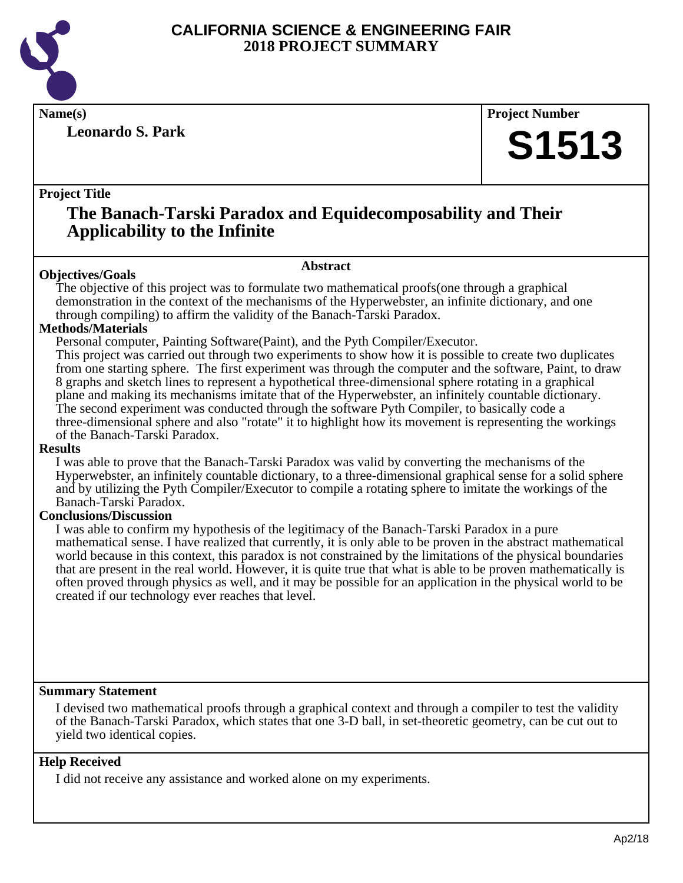# CALIFORNIA SCIENCE & ENGINEERING FAIR
## 2018 PROJECT SUMMARY

**Name(s)**

**Leonardo S. Park**

**Project Number**

**S1513**

**Project Title**

## The Banach-Tarski Paradox and Equidecomposability and Their Applicability to the Infinite

### Abstract

**Objectives/Goals**

The objective of this project was to formulate two mathematical proofs(one through a graphical demonstration in the context of the mechanisms of the Hyperwebster, an infinite dictionary, and one through compiling) to affirm the validity of the Banach-Tarski Paradox.

**Methods/Materials**

Personal computer, Painting Software(Paint), and the Pyth Compiler/Executor.

This project was carried out through two experiments to show how it is possible to create two duplicates from one starting sphere. The first experiment was through the computer and the software, Paint, to draw 8 graphs and sketch lines to represent a hypothetical three-dimensional sphere rotating in a graphical plane and making its mechanisms imitate that of the Hyperwebster, an infinitely countable dictionary. The second experiment was conducted through the software Pyth Compiler, to basically code a three-dimensional sphere and also "rotate" it to highlight how its movement is representing the workings of the Banach-Tarski Paradox.

**Results**

I was able to prove that the Banach-Tarski Paradox was valid by converting the mechanisms of the Hyperwebster, an infinitely countable dictionary, to a three-dimensional graphical sense for a solid sphere and by utilizing the Pyth Compiler/Executor to compile a rotating sphere to imitate the workings of the Banach-Tarski Paradox.

**Conclusions/Discussion**

I was able to confirm my hypothesis of the legitimacy of the Banach-Tarski Paradox in a pure mathematical sense. I have realized that currently, it is only able to be proven in the abstract mathematical world because in this context, this paradox is not constrained by the limitations of the physical boundaries that are present in the real world. However, it is quite true that what is able to be proven mathematically is often proved through physics as well, and it may be possible for an application in the physical world to be created if our technology ever reaches that level.

**Summary Statement**

I devised two mathematical proofs through a graphical context and through a compiler to test the validity of the Banach-Tarski Paradox, which states that one 3-D ball, in set-theoretic geometry, can be cut out to yield two identical copies.

**Help Received**

I did not receive any assistance and worked alone on my experiments.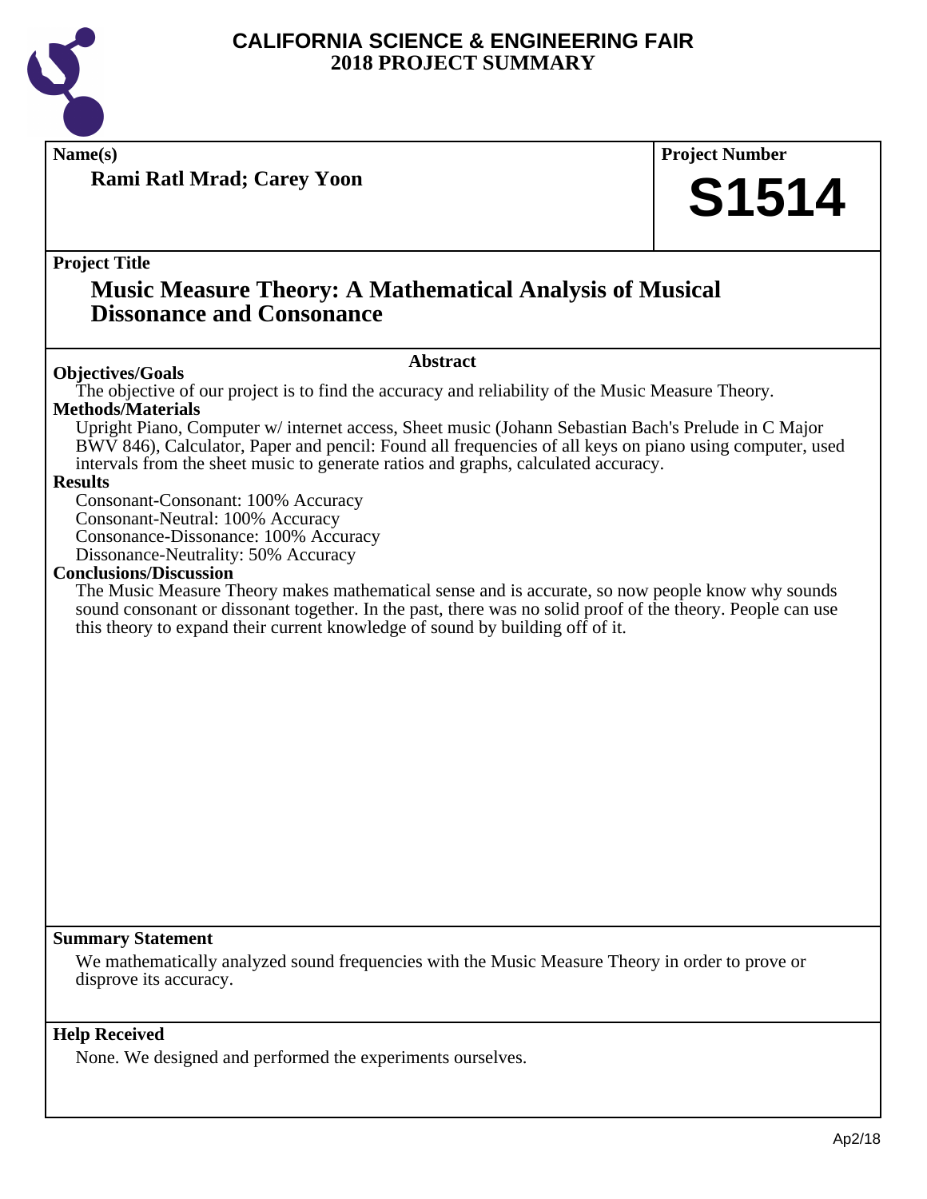# CALIFORNIA SCIENCE & ENGINEERING FAIR
## 2018 PROJECT SUMMARY

**Name(s)**

**Rami Ratl Mrad; Carey Yoon**

**Project Number**

**S1514**

**Project Title**

## Music Measure Theory: A Mathematical Analysis of Musical Dissonance and Consonance

### Abstract

**Objectives/Goals**

The objective of our project is to find the accuracy and reliability of the Music Measure Theory.

**Methods/Materials**

Upright Piano, Computer w/ internet access, Sheet music (Johann Sebastian Bach's Prelude in C Major BWV 846), Calculator, Paper and pencil: Found all frequencies of all keys on piano using computer, used intervals from the sheet music to generate ratios and graphs, calculated accuracy.

**Results**

Consonant-Consonant: 100% Accuracy
Consonant-Neutral: 100% Accuracy
Consonance-Dissonance: 100% Accuracy
Dissonance-Neutrality: 50% Accuracy

**Conclusions/Discussion**

The Music Measure Theory makes mathematical sense and is accurate, so now people know why sounds sound consonant or dissonant together. In the past, there was no solid proof of the theory. People can use this theory to expand their current knowledge of sound by building off of it.

**Summary Statement**

We mathematically analyzed sound frequencies with the Music Measure Theory in order to prove or disprove its accuracy.

**Help Received**

None. We designed and performed the experiments ourselves.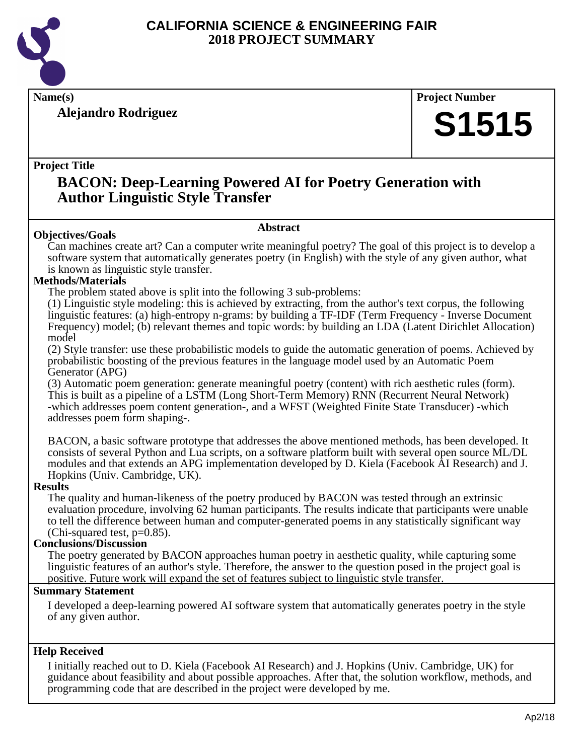# CALIFORNIA SCIENCE & ENGINEERING FAIR
# 2018 PROJECT SUMMARY

**Name(s)**

**Alejandro Rodriguez**

**Project Number**

**S1515**

**Project Title**

## BACON: Deep-Learning Powered AI for Poetry Generation with Author Linguistic Style Transfer

### Abstract

**Objectives/Goals**

Can machines create art? Can a computer write meaningful poetry? The goal of this project is to develop a software system that automatically generates poetry (in English) with the style of any given author, what is known as linguistic style transfer.

**Methods/Materials**

The problem stated above is split into the following 3 sub-problems:

(1) Linguistic style modeling: this is achieved by extracting, from the author's text corpus, the following linguistic features: (a) high-entropy n-grams: by building a TF-IDF (Term Frequency - Inverse Document Frequency) model; (b) relevant themes and topic words: by building an LDA (Latent Dirichlet Allocation) model

(2) Style transfer: use these probabilistic models to guide the automatic generation of poems. Achieved by probabilistic boosting of the previous features in the language model used by an Automatic Poem Generator (APG)

(3) Automatic poem generation: generate meaningful poetry (content) with rich aesthetic rules (form). This is built as a pipeline of a LSTM (Long Short-Term Memory) RNN (Recurrent Neural Network) -which addresses poem content generation-, and a WFST (Weighted Finite State Transducer) -which addresses poem form shaping-.

BACON, a basic software prototype that addresses the above mentioned methods, has been developed. It consists of several Python and Lua scripts, on a software platform built with several open source ML/DL modules and that extends an APG implementation developed by D. Kiela (Facebook AI Research) and J. Hopkins (Univ. Cambridge, UK).

**Results**

The quality and human-likeness of the poetry produced by BACON was tested through an extrinsic evaluation procedure, involving 62 human participants. The results indicate that participants were unable to tell the difference between human and computer-generated poems in any statistically significant way (Chi-squared test, $p=0.85$).

**Conclusions/Discussion**

The poetry generated by BACON approaches human poetry in aesthetic quality, while capturing some linguistic features of an author's style. Therefore, the answer to the question posed in the project goal is positive. Future work will expand the set of features subject to linguistic style transfer.

**Summary Statement**

I developed a deep-learning powered AI software system that automatically generates poetry in the style of any given author.

**Help Received**

I initially reached out to D. Kiela (Facebook AI Research) and J. Hopkins (Univ. Cambridge, UK) for guidance about feasibility and about possible approaches. After that, the solution workflow, methods, and programming code that are described in the project were developed by me.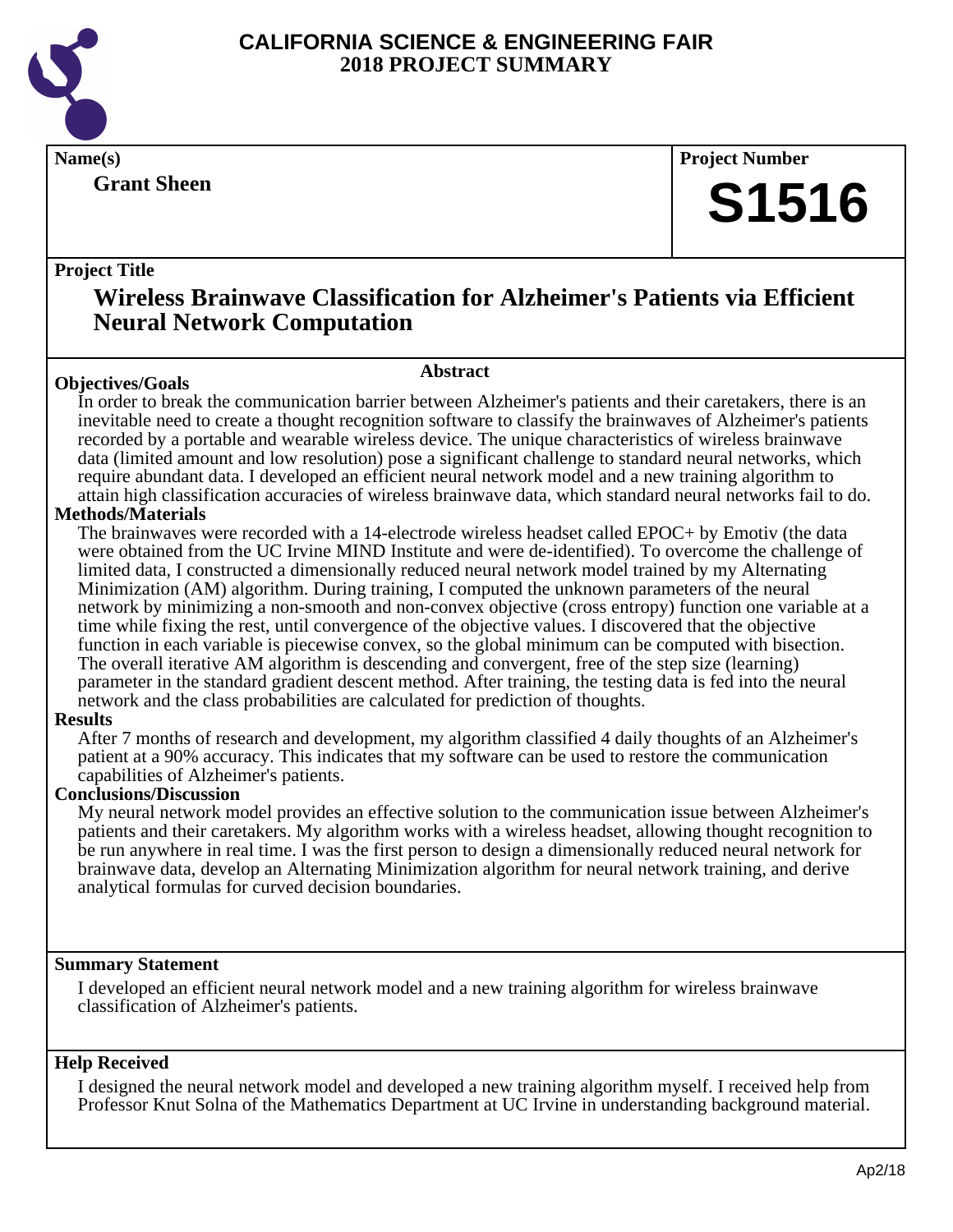# CALIFORNIA SCIENCE & ENGINEERING FAIR
## 2018 PROJECT SUMMARY

**Name(s)**

**Grant Sheen**

**Project Number**

**S1516**

**Project Title**

## Wireless Brainwave Classification for Alzheimer's Patients via Efficient Neural Network Computation

### Abstract

**Objectives/Goals**

In order to break the communication barrier between Alzheimer's patients and their caretakers, there is an inevitable need to create a thought recognition software to classify the brainwaves of Alzheimer's patients recorded by a portable and wearable wireless device. The unique characteristics of wireless brainwave data (limited amount and low resolution) pose a significant challenge to standard neural networks, which require abundant data. I developed an efficient neural network model and a new training algorithm to attain high classification accuracies of wireless brainwave data, which standard neural networks fail to do.

**Methods/Materials**

The brainwaves were recorded with a 14-electrode wireless headset called EPOC+ by Emotiv (the data were obtained from the UC Irvine MIND Institute and were de-identified). To overcome the challenge of limited data, I constructed a dimensionally reduced neural network model trained by my Alternating Minimization (AM) algorithm. During training, I computed the unknown parameters of the neural network by minimizing a non-smooth and non-convex objective (cross entropy) function one variable at a time while fixing the rest, until convergence of the objective values. I discovered that the objective function in each variable is piecewise convex, so the global minimum can be computed with bisection. The overall iterative AM algorithm is descending and convergent, free of the step size (learning) parameter in the standard gradient descent method. After training, the testing data is fed into the neural network and the class probabilities are calculated for prediction of thoughts.

**Results**

After 7 months of research and development, my algorithm classified 4 daily thoughts of an Alzheimer's patient at a 90% accuracy. This indicates that my software can be used to restore the communication capabilities of Alzheimer's patients.

**Conclusions/Discussion**

My neural network model provides an effective solution to the communication issue between Alzheimer's patients and their caretakers. My algorithm works with a wireless headset, allowing thought recognition to be run anywhere in real time. I was the first person to design a dimensionally reduced neural network for brainwave data, develop an Alternating Minimization algorithm for neural network training, and derive analytical formulas for curved decision boundaries.

**Summary Statement**

I developed an efficient neural network model and a new training algorithm for wireless brainwave classification of Alzheimer's patients.

**Help Received**

I designed the neural network model and developed a new training algorithm myself. I received help from Professor Knut Solna of the Mathematics Department at UC Irvine in understanding background material.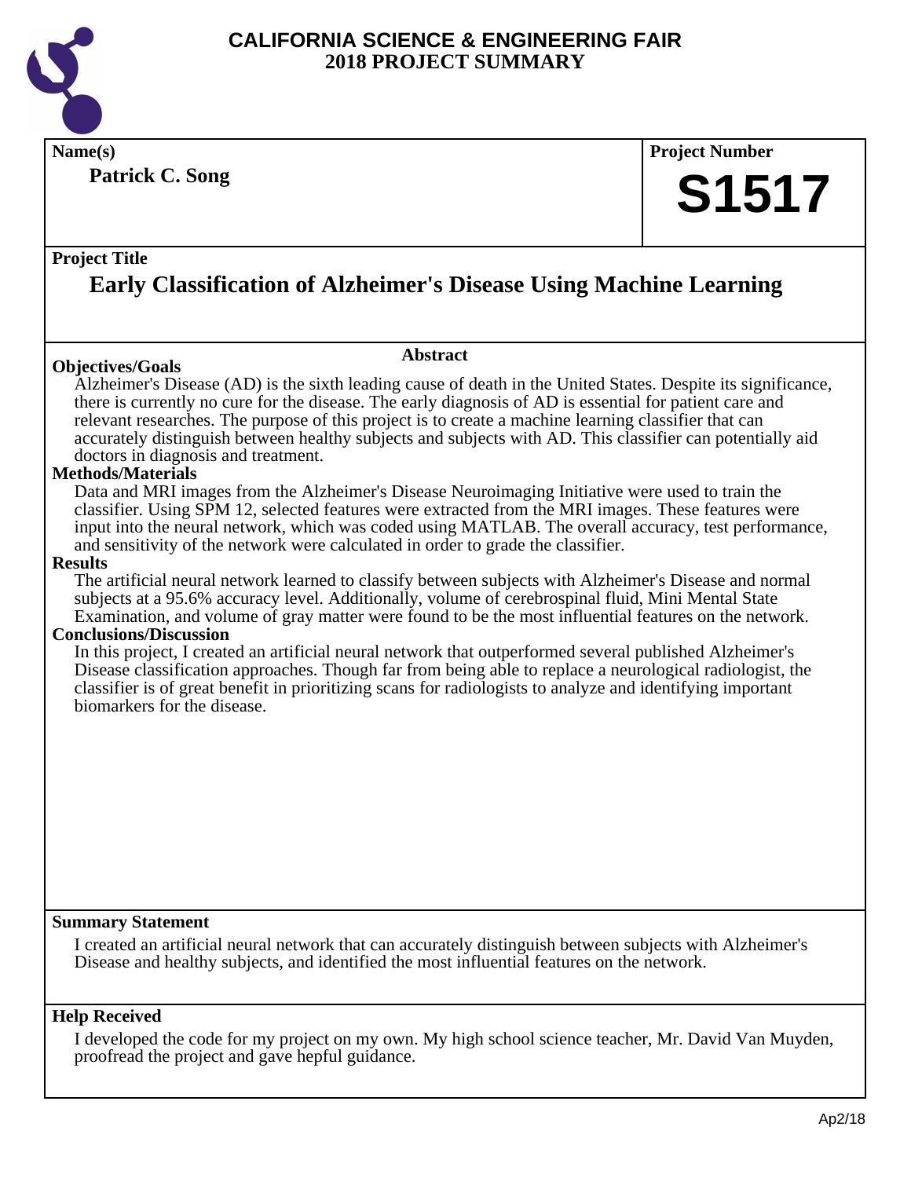# CALIFORNIA SCIENCE & ENGINEERING FAIR
## 2018 PROJECT SUMMARY

**Name(s)**

**Patrick C. Song**

**Project Number**

**S1517**

**Project Title**

## Early Classification of Alzheimer's Disease Using Machine Learning

### Abstract

**Objectives/Goals**

Alzheimer's Disease (AD) is the sixth leading cause of death in the United States. Despite its significance, there is currently no cure for the disease. The early diagnosis of AD is essential for patient care and relevant researches. The purpose of this project is to create a machine learning classifier that can accurately distinguish between healthy subjects and subjects with AD. This classifier can potentially aid doctors in diagnosis and treatment.

**Methods/Materials**

Data and MRI images from the Alzheimer's Disease Neuroimaging Initiative were used to train the classifier. Using SPM 12, selected features were extracted from the MRI images. These features were input into the neural network, which was coded using MATLAB. The overall accuracy, test performance, and sensitivity of the network were calculated in order to grade the classifier.

**Results**

The artificial neural network learned to classify between subjects with Alzheimer's Disease and normal subjects at a 95.6% accuracy level. Additionally, volume of cerebrospinal fluid, Mini Mental State Examination, and volume of gray matter were found to be the most influential features on the network.

**Conclusions/Discussion**

In this project, I created an artificial neural network that outperformed several published Alzheimer's Disease classification approaches. Though far from being able to replace a neurological radiologist, the classifier is of great benefit in prioritizing scans for radiologists to analyze and identifying important biomarkers for the disease.

**Summary Statement**

I created an artificial neural network that can accurately distinguish between subjects with Alzheimer's Disease and healthy subjects, and identified the most influential features on the network.

**Help Received**

I developed the code for my project on my own. My high school science teacher, Mr. David Van Muyden, proofread the project and gave hepful guidance.

Ap2/18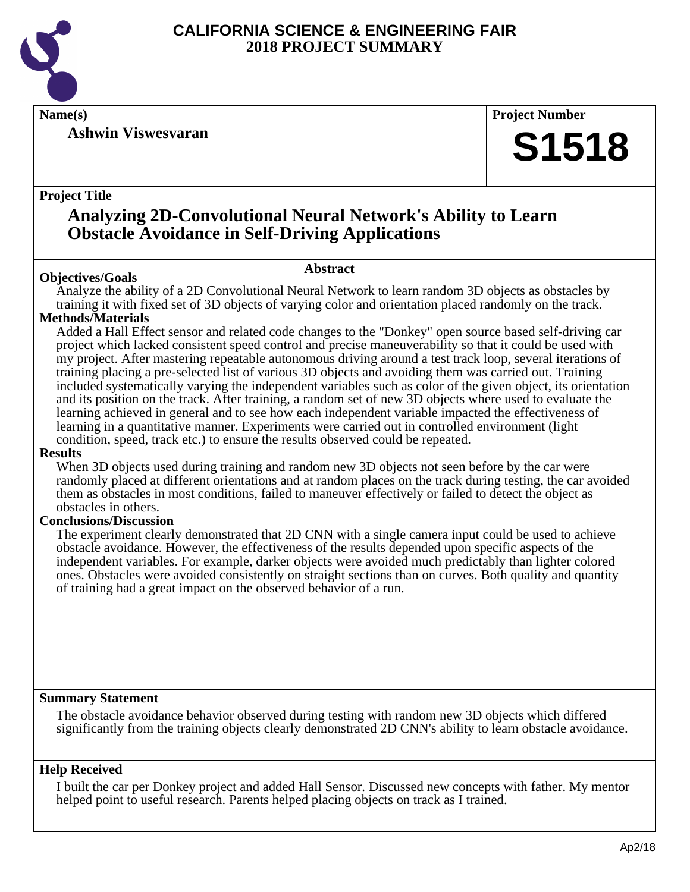# CALIFORNIA SCIENCE & ENGINEERING FAIR
## 2018 PROJECT SUMMARY

**Name(s)**

**Ashwin Viswesvaran**

**Project Number**

**S1518**

**Project Title**

## Analyzing 2D-Convolutional Neural Network's Ability to Learn Obstacle Avoidance in Self-Driving Applications

### Abstract

**Objectives/Goals**

Analyze the ability of a 2D Convolutional Neural Network to learn random 3D objects as obstacles by training it with fixed set of 3D objects of varying color and orientation placed randomly on the track.

**Methods/Materials**

Added a Hall Effect sensor and related code changes to the "Donkey" open source based self-driving car project which lacked consistent speed control and precise maneuverability so that it could be used with my project. After mastering repeatable autonomous driving around a test track loop, several iterations of training placing a pre-selected list of various 3D objects and avoiding them was carried out. Training included systematically varying the independent variables such as color of the given object, its orientation and its position on the track. After training, a random set of new 3D objects where used to evaluate the learning achieved in general and to see how each independent variable impacted the effectiveness of learning in a quantitative manner. Experiments were carried out in controlled environment (light condition, speed, track etc.) to ensure the results observed could be repeated.

**Results**

When 3D objects used during training and random new 3D objects not seen before by the car were randomly placed at different orientations and at random places on the track during testing, the car avoided them as obstacles in most conditions, failed to maneuver effectively or failed to detect the object as obstacles in others.

**Conclusions/Discussion**

The experiment clearly demonstrated that 2D CNN with a single camera input could be used to achieve obstacle avoidance. However, the effectiveness of the results depended upon specific aspects of the independent variables. For example, darker objects were avoided much predictably than lighter colored ones. Obstacles were avoided consistently on straight sections than on curves. Both quality and quantity of training had a great impact on the observed behavior of a run.

**Summary Statement**

The obstacle avoidance behavior observed during testing with random new 3D objects which differed significantly from the training objects clearly demonstrated 2D CNN's ability to learn obstacle avoidance.

**Help Received**

I built the car per Donkey project and added Hall Sensor. Discussed new concepts with father. My mentor helped point to useful research. Parents helped placing objects on track as I trained.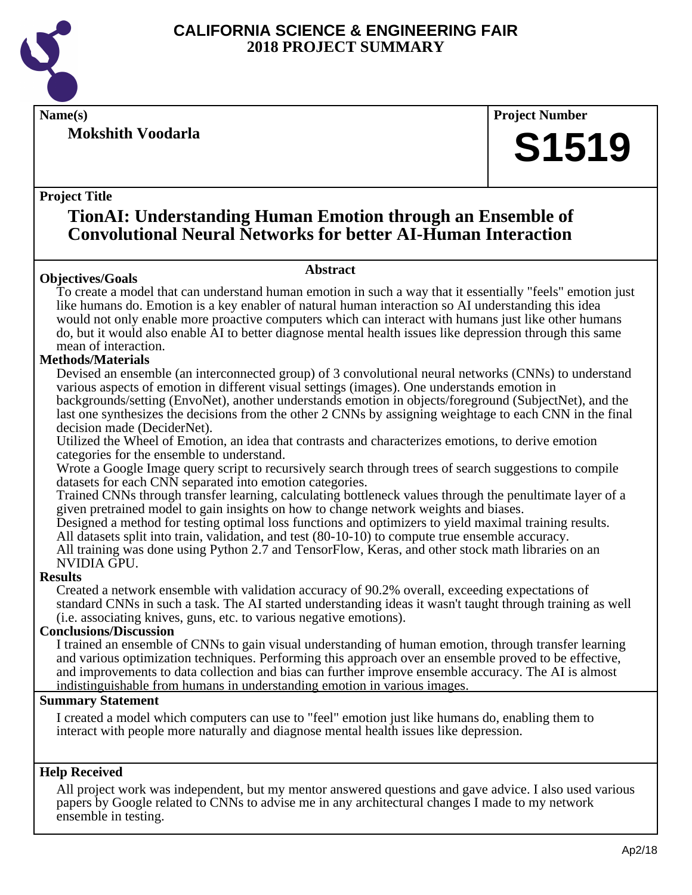# CALIFORNIA SCIENCE & ENGINEERING FAIR
## 2018 PROJECT SUMMARY

**Name(s)**

**Mokshith Voodarla**

**Project Number**

**S1519**

**Project Title**

## TionAI: Understanding Human Emotion through an Ensemble of Convolutional Neural Networks for better AI-Human Interaction

### Abstract

**Objectives/Goals**

To create a model that can understand human emotion in such a way that it essentially "feels" emotion just like humans do. Emotion is a key enabler of natural human interaction so AI understanding this idea would not only enable more proactive computers which can interact with humans just like other humans do, but it would also enable AI to better diagnose mental health issues like depression through this same mean of interaction.

**Methods/Materials**

Devised an ensemble (an interconnected group) of 3 convolutional neural networks (CNNs) to understand various aspects of emotion in different visual settings (images). One understands emotion in backgrounds/setting (EnvoNet), another understands emotion in objects/foreground (SubjectNet), and the last one synthesizes the decisions from the other 2 CNNs by assigning weightage to each CNN in the final decision made (DeciderNet).

Utilized the Wheel of Emotion, an idea that contrasts and characterizes emotions, to derive emotion categories for the ensemble to understand.

Wrote a Google Image query script to recursively search through trees of search suggestions to compile datasets for each CNN separated into emotion categories.

Trained CNNs through transfer learning, calculating bottleneck values through the penultimate layer of a given pretrained model to gain insights on how to change network weights and biases.

Designed a method for testing optimal loss functions and optimizers to yield maximal training results.

All datasets split into train, validation, and test (80-10-10) to compute true ensemble accuracy.

All training was done using Python 2.7 and TensorFlow, Keras, and other stock math libraries on an NVIDIA GPU.

**Results**

Created a network ensemble with validation accuracy of 90.2% overall, exceeding expectations of standard CNNs in such a task. The AI started understanding ideas it wasn't taught through training as well (i.e. associating knives, guns, etc. to various negative emotions).

**Conclusions/Discussion**

I trained an ensemble of CNNs to gain visual understanding of human emotion, through transfer learning and various optimization techniques. Performing this approach over an ensemble proved to be effective, and improvements to data collection and bias can further improve ensemble accuracy. The AI is almost indistinguishable from humans in understanding emotion in various images.

**Summary Statement**

I created a model which computers can use to "feel" emotion just like humans do, enabling them to interact with people more naturally and diagnose mental health issues like depression.

**Help Received**

All project work was independent, but my mentor answered questions and gave advice. I also used various papers by Google related to CNNs to advise me in any architectural changes I made to my network ensemble in testing.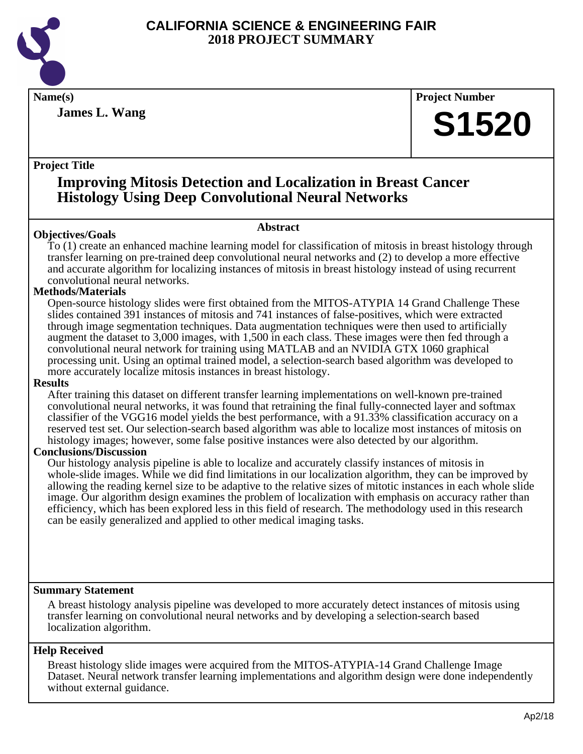# CALIFORNIA SCIENCE & ENGINEERING FAIR
## 2018 PROJECT SUMMARY

**Name(s)**

**James L. Wang**

**Project Number**

**S1520**

**Project Title**

## Improving Mitosis Detection and Localization in Breast Cancer Histology Using Deep Convolutional Neural Networks

### Abstract

**Objectives/Goals**

To (1) create an enhanced machine learning model for classification of mitosis in breast histology through transfer learning on pre-trained deep convolutional neural networks and (2) to develop a more effective and accurate algorithm for localizing instances of mitosis in breast histology instead of using recurrent convolutional neural networks.

**Methods/Materials**

Open-source histology slides were first obtained from the MITOS-ATYPIA 14 Grand Challenge These slides contained 391 instances of mitosis and 741 instances of false-positives, which were extracted through image segmentation techniques. Data augmentation techniques were then used to artificially augment the dataset to 3,000 images, with 1,500 in each class. These images were then fed through a convolutional neural network for training using MATLAB and an NVIDIA GTX 1060 graphical processing unit. Using an optimal trained model, a selection-search based algorithm was developed to more accurately localize mitosis instances in breast histology.

**Results**

After training this dataset on different transfer learning implementations on well-known pre-trained convolutional neural networks, it was found that retraining the final fully-connected layer and softmax classifier of the VGG16 model yields the best performance, with a 91.33% classification accuracy on a reserved test set. Our selection-search based algorithm was able to localize most instances of mitosis on histology images; however, some false positive instances were also detected by our algorithm.

**Conclusions/Discussion**

Our histology analysis pipeline is able to localize and accurately classify instances of mitosis in whole-slide images. While we did find limitations in our localization algorithm, they can be improved by allowing the reading kernel size to be adaptive to the relative sizes of mitotic instances in each whole slide image. Our algorithm design examines the problem of localization with emphasis on accuracy rather than efficiency, which has been explored less in this field of research. The methodology used in this research can be easily generalized and applied to other medical imaging tasks.

**Summary Statement**

A breast histology analysis pipeline was developed to more accurately detect instances of mitosis using transfer learning on convolutional neural networks and by developing a selection-search based localization algorithm.

**Help Received**

Breast histology slide images were acquired from the MITOS-ATYPIA-14 Grand Challenge Image Dataset. Neural network transfer learning implementations and algorithm design were done independently without external guidance.